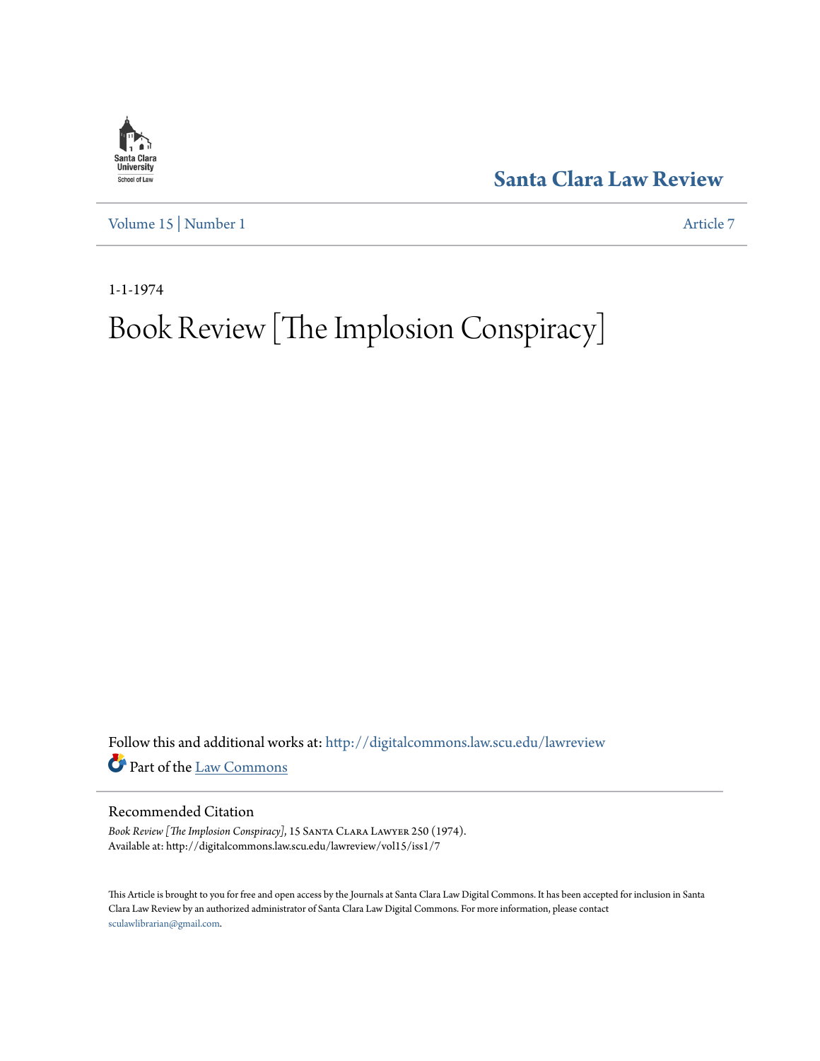Santa Clara Law Review

Volume 15 | Number 1 Article 7

1-1-1974

# Book Review [The Implosion Conspiracy]

Follow this and additional works at: http://digitalcommons.law.scu.edu/lawreview

Part of the Law Commons

## Recommended Citation

*Book Review [The Implosion Conspiracy]*, 15 Santa Clara Lawyer 250 (1974).
Available at: http://digitalcommons.law.scu.edu/lawreview/vol15/iss1/7

This Article is brought to you for free and open access by the Journals at Santa Clara Law Digital Commons. It has been accepted for inclusion in Santa Clara Law Review by an authorized administrator of Santa Clara Law Digital Commons. For more information, please contact sculawlibrarian@gmail.com.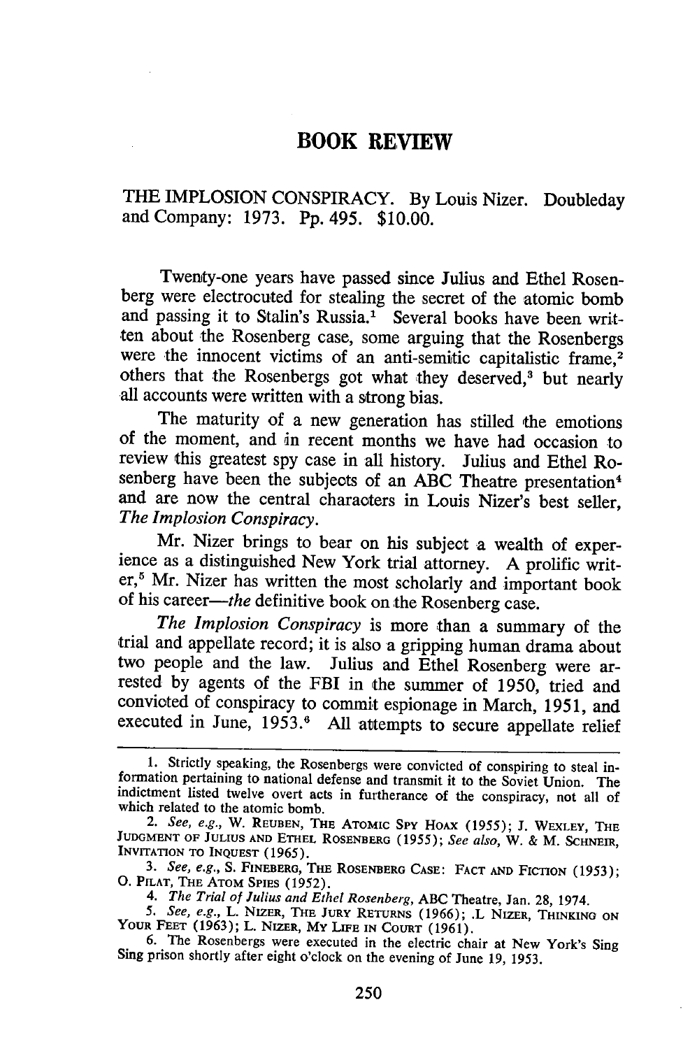# BOOK REVIEW

THE IMPLOSION CONSPIRACY. By Louis Nizer. Doubleday and Company: 1973. Pp. 495. $10.00.

Twenty-one years have passed since Julius and Ethel Rosenberg were electrocuted for stealing the secret of the atomic bomb and passing it to Stalin's Russia.[1] Several books have been written about the Rosenberg case, some arguing that the Rosenbergs were the innocent victims of an anti-semitic capitalistic frame,[2] others that the Rosenbergs got what they deserved,[3] but nearly all accounts were written with a strong bias.

The maturity of a new generation has stilled the emotions of the moment, and in recent months we have had occasion to review this greatest spy case in all history. Julius and Ethel Rosenberg have been the subjects of an ABC Theatre presentation[4] and are now the central characters in Louis Nizer's best seller, *The Implosion Conspiracy*.

Mr. Nizer brings to bear on his subject a wealth of experience as a distinguished New York trial attorney. A prolific writer,[5] Mr. Nizer has written the most scholarly and important book of his career—*the* definitive book on the Rosenberg case.

*The Implosion Conspiracy* is more than a summary of the trial and appellate record; it is also a gripping human drama about two people and the law. Julius and Ethel Rosenberg were arrested by agents of the FBI in the summer of 1950, tried and convicted of conspiracy to commit espionage in March, 1951, and executed in June, 1953.[6] All attempts to secure appellate relief

---

1. Strictly speaking, the Rosenbergs were convicted of conspiring to steal information pertaining to national defense and transmit it to the Soviet Union. The indictment listed twelve overt acts in furtherance of the conspiracy, not all of which related to the atomic bomb.

2. *See, e.g.*, W. REUBEN, THE ATOMIC SPY HOAX (1955); J. WEXLEY, THE JUDGMENT OF JULIUS AND ETHEL ROSENBERG (1955); *See also*, W. & M. SCHNEIR, INVITATION TO INQUEST (1965).

3. *See, e.g.*, S. FINEBERG, THE ROSENBERG CASE: FACT AND FICTION (1953); O. PILAT, THE ATOM SPIES (1952).

4. *The Trial of Julius and Ethel Rosenberg*, ABC Theatre, Jan. 28, 1974.

5. *See, e.g.*, L. NIZER, THE JURY RETURNS (1966); .L NIZER, THINKING ON YOUR FEET (1963); L. NIZER, MY LIFE IN COURT (1961).

6. The Rosenbergs were executed in the electric chair at New York's Sing Sing prison shortly after eight o'clock on the evening of June 19, 1953.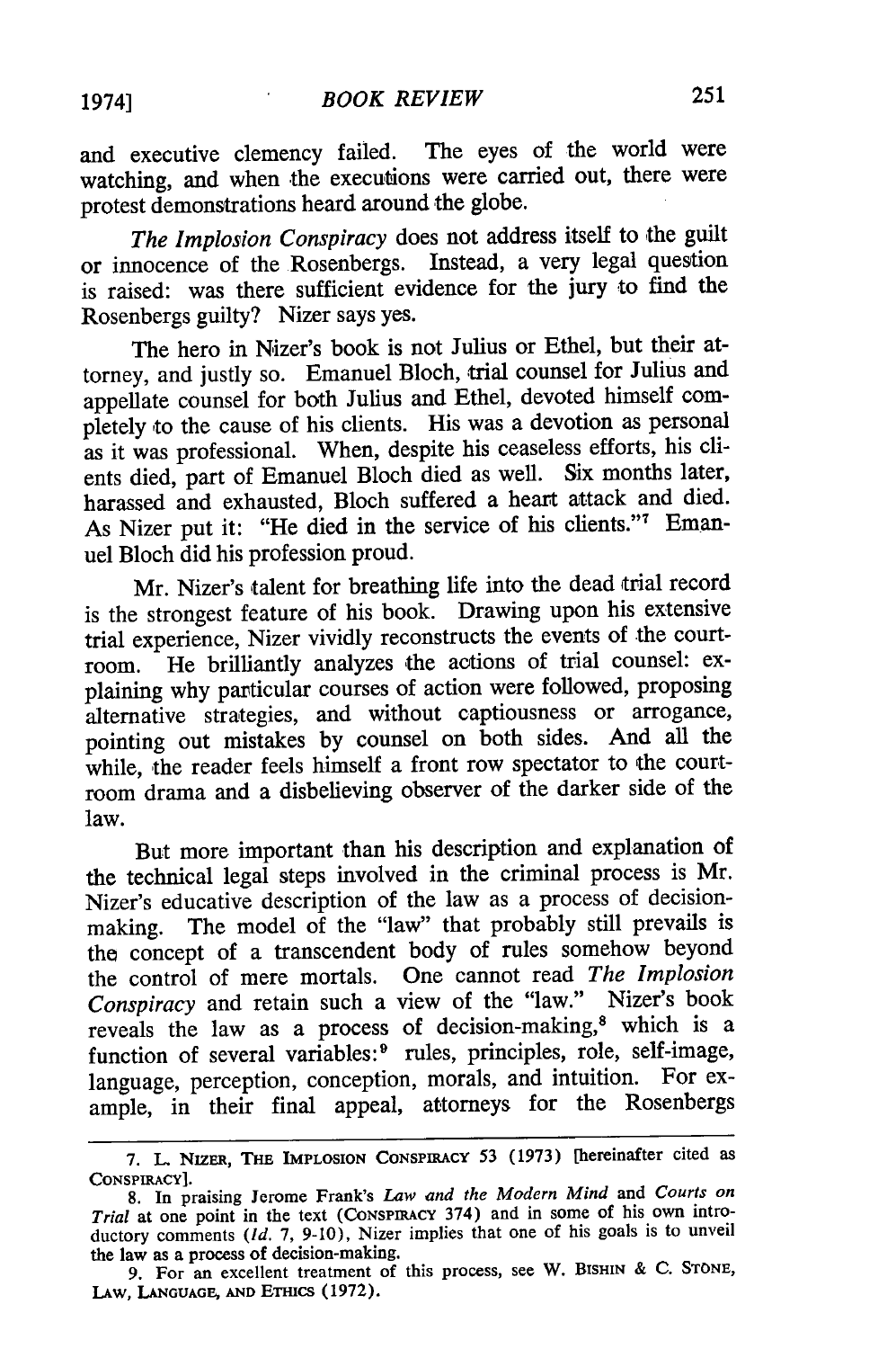and executive clemency failed. The eyes of the world were watching, and when the executions were carried out, there were protest demonstrations heard around the globe.

*The Implosion Conspiracy* does not address itself to the guilt or innocence of the Rosenbergs. Instead, a very legal question is raised: was there sufficient evidence for the jury to find the Rosenbergs guilty? Nizer says yes.

The hero in Nizer's book is not Julius or Ethel, but their attorney, and justly so. Emanuel Bloch, trial counsel for Julius and appellate counsel for both Julius and Ethel, devoted himself completely to the cause of his clients. His was a devotion as personal as it was professional. When, despite his ceaseless efforts, his clients died, part of Emanuel Bloch died as well. Six months later, harassed and exhausted, Bloch suffered a heart attack and died. As Nizer put it: "He died in the service of his clients."[7] Emanuel Bloch did his profession proud.

Mr. Nizer's talent for breathing life into the dead trial record is the strongest feature of his book. Drawing upon his extensive trial experience, Nizer vividly reconstructs the events of the courtroom. He brilliantly analyzes the actions of trial counsel: explaining why particular courses of action were followed, proposing alternative strategies, and without captiousness or arrogance, pointing out mistakes by counsel on both sides. And all the while, the reader feels himself a front row spectator to the courtroom drama and a disbelieving observer of the darker side of the law.

But more important than his description and explanation of the technical legal steps involved in the criminal process is Mr. Nizer's educative description of the law as a process of decision-making. The model of the "law" that probably still prevails is the concept of a transcendent body of rules somehow beyond the control of mere mortals. One cannot read *The Implosion Conspiracy* and retain such a view of the "law." Nizer's book reveals the law as a process of decision-making,[8] which is a function of several variables:[9] rules, principles, role, self-image, language, perception, conception, morals, and intuition. For example, in their final appeal, attorneys for the Rosenbergs

---

7. L. NIZER, THE IMPLOSION CONSPIRACY 53 (1973) [hereinafter cited as CONSPIRACY].

8. In praising Jerome Frank's *Law and the Modern Mind* and *Courts on Trial* at one point in the text (CONSPIRACY 374) and in some of his own introductory comments (*Id.* 7, 9-10), Nizer implies that one of his goals is to unveil the law as a process of decision-making.

9. For an excellent treatment of this process, see W. BISHIN & C. STONE, LAW, LANGUAGE, AND ETHICS (1972).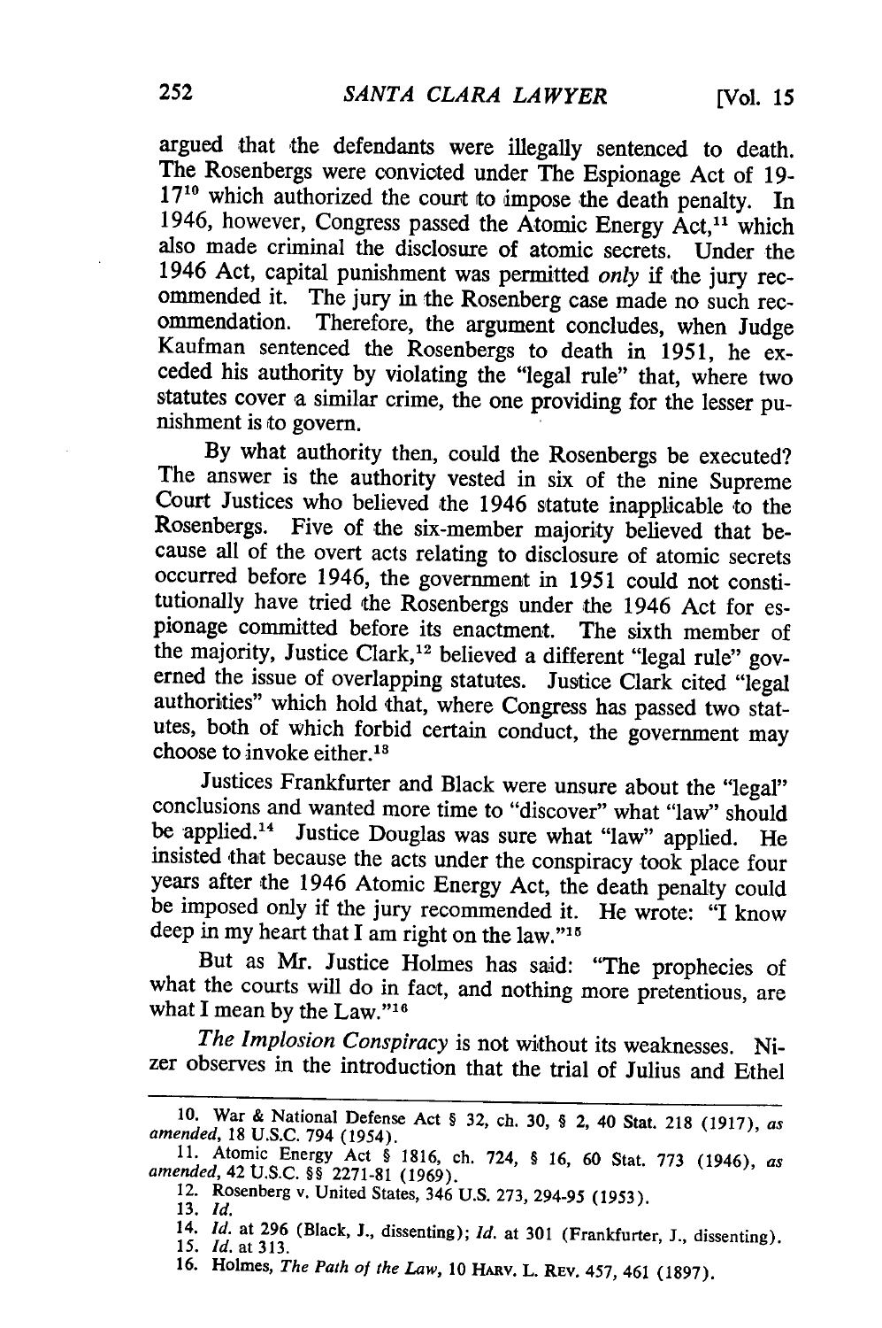argued that the defendants were illegally sentenced to death. The Rosenbergs were convicted under The Espionage Act of 1917[10] which authorized the court to impose the death penalty. In 1946, however, Congress passed the Atomic Energy Act,[11] which also made criminal the disclosure of atomic secrets. Under the 1946 Act, capital punishment was permitted *only* if the jury recommended it. The jury in the Rosenberg case made no such recommendation. Therefore, the argument concludes, when Judge Kaufman sentenced the Rosenbergs to death in 1951, he exceeded his authority by violating the "legal rule" that, where two statutes cover a similar crime, the one providing for the lesser punishment is to govern.

By what authority then, could the Rosenbergs be executed? The answer is the authority vested in six of the nine Supreme Court Justices who believed the 1946 statute inapplicable to the Rosenbergs. Five of the six-member majority believed that because all of the overt acts relating to disclosure of atomic secrets occurred before 1946, the government in 1951 could not constitutionally have tried the Rosenbergs under the 1946 Act for espionage committed before its enactment. The sixth member of the majority, Justice Clark,[12] believed a different "legal rule" governed the issue of overlapping statutes. Justice Clark cited "legal authorities" which hold that, where Congress has passed two statutes, both of which forbid certain conduct, the government may choose to invoke either.[13]

Justices Frankfurter and Black were unsure about the "legal" conclusions and wanted more time to "discover" what "law" should be applied.[14] Justice Douglas was sure what "law" applied. He insisted that because the acts under the conspiracy took place four years after the 1946 Atomic Energy Act, the death penalty could be imposed only if the jury recommended it. He wrote: "I know deep in my heart that I am right on the law."[15]

But as Mr. Justice Holmes has said: "The prophecies of what the courts will do in fact, and nothing more pretentious, are what I mean by the Law."[16]

*The Implosion Conspiracy* is not without its weaknesses. Nizer observes in the introduction that the trial of Julius and Ethel

---

10. War & National Defense Act § 32, ch. 30, § 2, 40 Stat. 218 (1917), *as amended*, 18 U.S.C. 794 (1954).
11. Atomic Energy Act § 1816, ch. 724, § 16, 60 Stat. 773 (1946), *as amended*, 42 U.S.C. §§ 2271-81 (1969).
12. Rosenberg v. United States, 346 U.S. 273, 294-95 (1953).
13. *Id.*
14. *Id.* at 296 (Black, J., dissenting); *Id.* at 301 (Frankfurter, J., dissenting).
15. *Id.* at 313.
16. Holmes, *The Path of the Law*, 10 HARV. L. REV. 457, 461 (1897).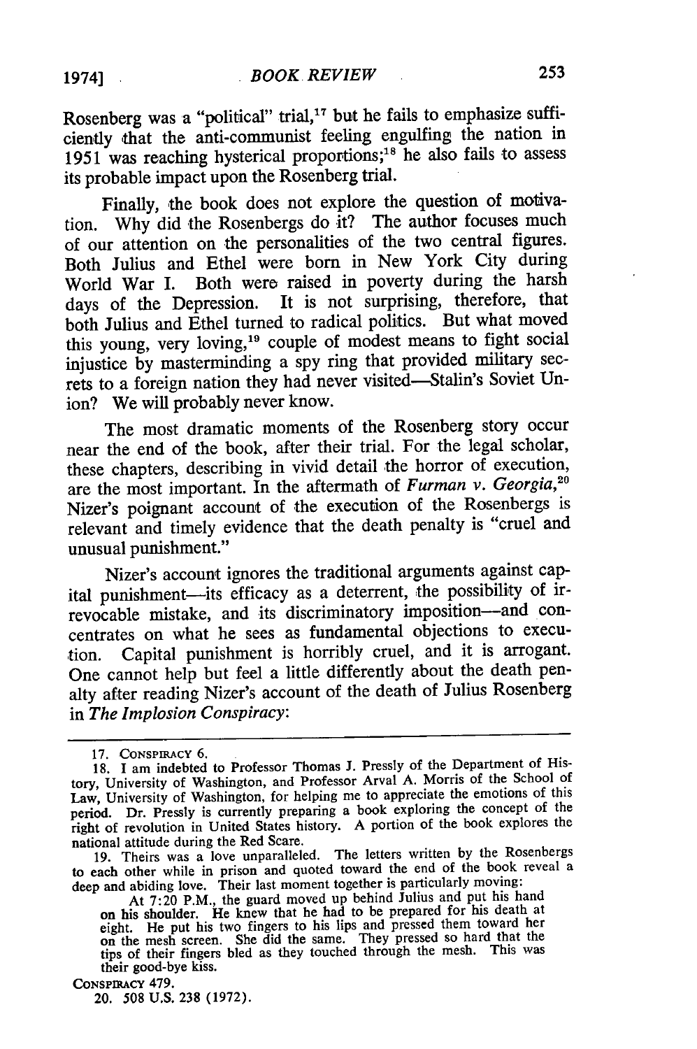Rosenberg was a "political" trial,[17] but he fails to emphasize sufficiently that the anti-communist feeling engulfing the nation in 1951 was reaching hysterical proportions;[18] he also fails to assess its probable impact upon the Rosenberg trial.

Finally, the book does not explore the question of motivation. Why did the Rosenbergs do it? The author focuses much of our attention on the personalities of the two central figures. Both Julius and Ethel were born in New York City during World War I. Both were raised in poverty during the harsh days of the Depression. It is not surprising, therefore, that both Julius and Ethel turned to radical politics. But what moved this young, very loving,[19] couple of modest means to fight social injustice by masterminding a spy ring that provided military secrets to a foreign nation they had never visited—Stalin's Soviet Union? We will probably never know.

The most dramatic moments of the Rosenberg story occur near the end of the book, after their trial. For the legal scholar, these chapters, describing in vivid detail the horror of execution, are the most important. In the aftermath of *Furman v. Georgia*,[20] Nizer's poignant account of the execution of the Rosenbergs is relevant and timely evidence that the death penalty is "cruel and unusual punishment."

Nizer's account ignores the traditional arguments against capital punishment—its efficacy as a deterrent, the possibility of irrevocable mistake, and its discriminatory imposition—and concentrates on what he sees as fundamental objections to execution. Capital punishment is horribly cruel, and it is arrogant. One cannot help but feel a little differently about the death penalty after reading Nizer's account of the death of Julius Rosenberg in *The Implosion Conspiracy*:

---

17. CONSPIRACY 6.

18. I am indebted to Professor Thomas J. Pressly of the Department of History, University of Washington, and Professor Arval A. Morris of the School of Law, University of Washington, for helping me to appreciate the emotions of this period. Dr. Pressly is currently preparing a book exploring the concept of the right of revolution in United States history. A portion of the book explores the national attitude during the Red Scare.

19. Theirs was a love unparalleled. The letters written by the Rosenbergs to each other while in prison and quoted toward the end of the book reveal a deep and abiding love. Their last moment together is particularly moving:

> At 7:20 P.M., the guard moved up behind Julius and put his hand on his shoulder. He knew that he had to be prepared for his death at eight. He put his two fingers to his lips and pressed them toward her on the mesh screen. She did the same. They pressed so hard that the tips of their fingers bled as they touched through the mesh. This was their good-bye kiss.

CONSPIRACY 479.

20. 508 U.S. 238 (1972).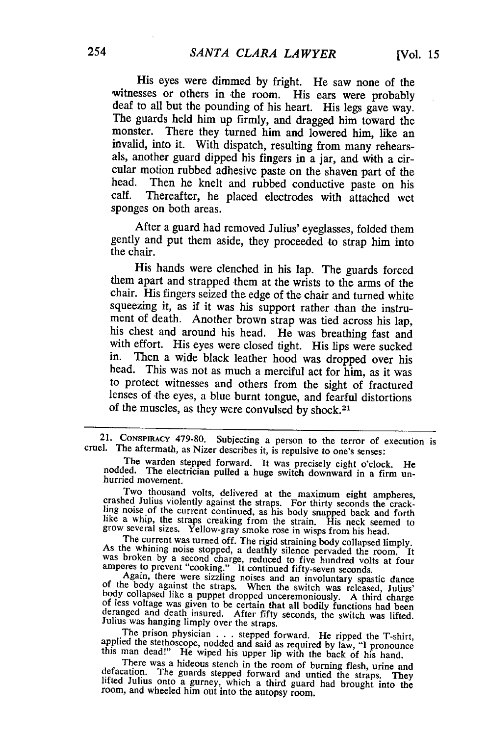His eyes were dimmed by fright. He saw none of the witnesses or others in the room. His ears were probably deaf to all but the pounding of his heart. His legs gave way. The guards held him up firmly, and dragged him toward the monster. There they turned him and lowered him, like an invalid, into it. With dispatch, resulting from many rehearsals, another guard dipped his fingers in a jar, and with a circular motion rubbed adhesive paste on the shaven part of the head. Then he knelt and rubbed conductive paste on his calf. Thereafter, he placed electrodes with attached wet sponges on both areas.

After a guard had removed Julius' eyeglasses, folded them gently and put them aside, they proceeded to strap him into the chair.

His hands were clenched in his lap. The guards forced them apart and strapped them at the wrists to the arms of the chair. His fingers seized the edge of the chair and turned white squeezing it, as if it was his support rather than the instrument of death. Another brown strap was tied across his lap, his chest and around his head. He was breathing fast and with effort. His eyes were closed tight. His lips were sucked in. Then a wide black leather hood was dropped over his head. This was not as much a merciful act for him, as it was to protect witnesses and others from the sight of fractured lenses of the eyes, a blue burnt tongue, and fearful distortions of the muscles, as they were convulsed by shock.[21]

---

21. CONSPIRACY 479-80. Subjecting a person to the terror of execution is cruel. The aftermath, as Nizer describes it, is repulsive to one's senses:

> The warden stepped forward. It was precisely eight o'clock. He nodded. The electrician pulled a huge switch downward in a firm unhurried movement.
>
> Two thousand volts, delivered at the maximum eight ampheres, crashed Julius violently against the straps. For thirty seconds the crackling noise of the current continued, as his body snapped back and forth like a whip, the straps creaking from the strain. His neck seemed to grow several sizes. Yellow-gray smoke rose in wisps from his head.
>
> The current was turned off. The rigid straining body collapsed limply. As the whining noise stopped, a deathly silence pervaded the room. It was broken by a second charge, reduced to five hundred volts at four amperes to prevent "cooking." It continued fifty-seven seconds.
>
> Again, there were sizzling noises and an involuntary spastic dance of the body against the straps. When the switch was released, Julius' body collapsed like a puppet dropped unceremoniously. A third charge of less voltage was given to be certain that all bodily functions had been deranged and death insured. After fifty seconds, the switch was lifted. Julius was hanging limply over the straps.
>
> The prison physician . . . stepped forward. He ripped the T-shirt, applied the stethoscope, nodded and said as required by law, "I pronounce this man dead!" He wiped his upper lip with the back of his hand.
>
> There was a hideous stench in the room of burning flesh, urine and defacation. The guards stepped forward and untied the straps. They lifted Julius onto a gurney, which a third guard had brought into the room, and wheeled him out into the autopsy room.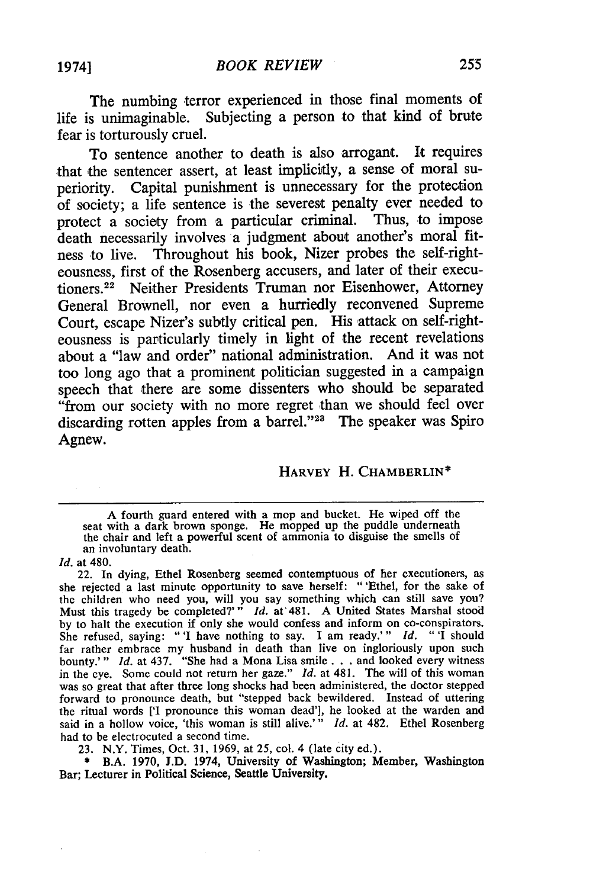The numbing terror experienced in those final moments of life is unimaginable. Subjecting a person to that kind of brute fear is torturously cruel.

To sentence another to death is also arrogant. It requires that the sentencer assert, at least implicitly, a sense of moral superiority. Capital punishment is unnecessary for the protection of society; a life sentence is the severest penalty ever needed to protect a society from a particular criminal. Thus, to impose death necessarily involves a judgment about another's moral fitness to live. Throughout his book, Nizer probes the self-righteousness, first of the Rosenberg accusers, and later of their executioners.[22] Neither Presidents Truman nor Eisenhower, Attorney General Brownell, nor even a hurriedly reconvened Supreme Court, escape Nizer's subtly critical pen. His attack on self-righteousness is particularly timely in light of the recent revelations about a "law and order" national administration. And it was not too long ago that a prominent politician suggested in a campaign speech that there are some dissenters who should be separated "from our society with no more regret than we should feel over discarding rotten apples from a barrel."[23] The speaker was Spiro Agnew.

HARVEY H. CHAMBERLIN*

---

> A fourth guard entered with a mop and bucket. He wiped off the seat with a dark brown sponge. He mopped up the puddle underneath the chair and left a powerful scent of ammonia to disguise the smells of an involuntary death.

*Id.* at 480.

22. In dying, Ethel Rosenberg seemed contemptuous of her executioners, as she rejected a last minute opportunity to save herself: " 'Ethel, for the sake of the children who need you, will you say something which can still save you? Must this tragedy be completed?' " *Id.* at 481. A United States Marshal stood by to halt the execution if only she would confess and inform on co-conspirators. She refused, saying: " 'I have nothing to say. I am ready.' " *Id.* " 'I should far rather embrace my husband in death than live on ingloriously upon such bounty.' " *Id.* at 437. "She had a Mona Lisa smile . . . and looked every witness in the eye. Some could not return her gaze." *Id.* at 481. The will of this woman was so great that after three long shocks had been administered, the doctor stepped forward to pronounce death, but "stepped back bewildered. Instead of uttering the ritual words ['I pronounce this woman dead'], he looked at the warden and said in a hollow voice, 'this woman is still alive.' " *Id.* at 482. Ethel Rosenberg had to be electrocuted a second time.

23. N.Y. Times, Oct. 31, 1969, at 25, col. 4 (late city ed.).

\* B.A. 1970, J.D. 1974, University of Washington; Member, Washington Bar; Lecturer in Political Science, Seattle University.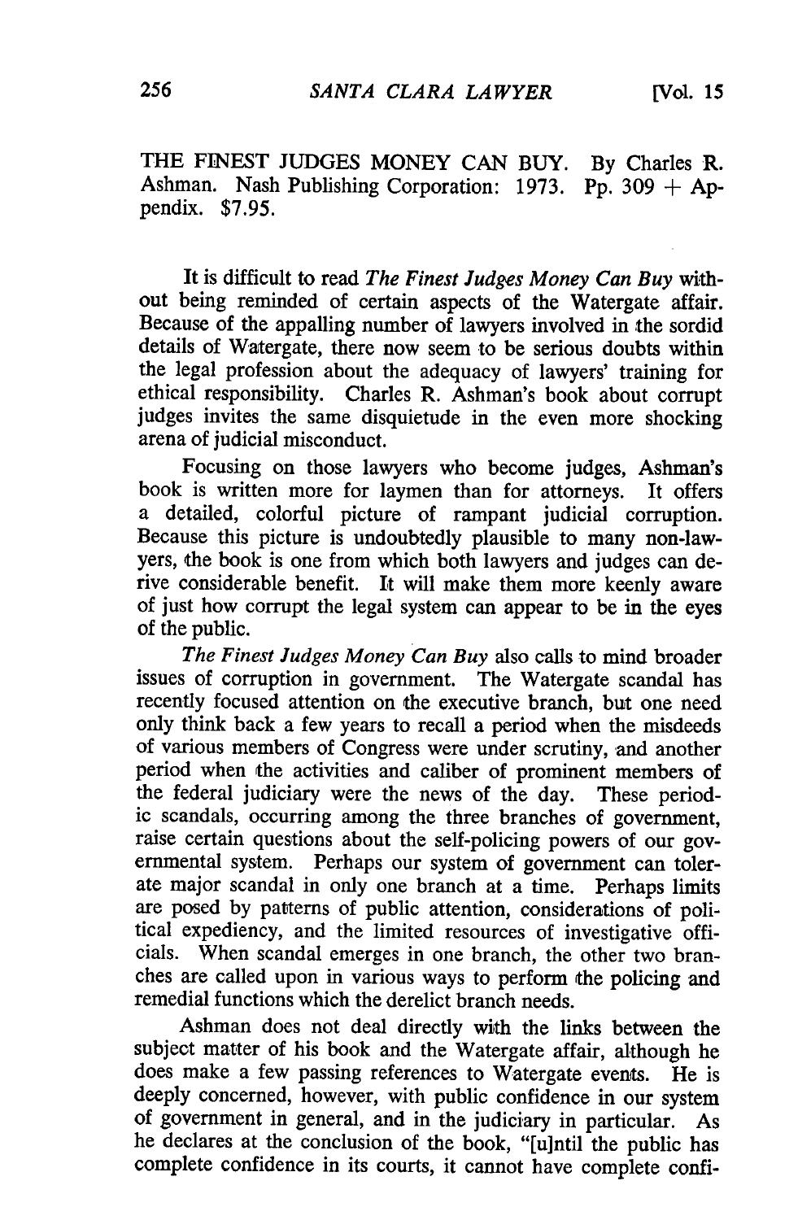THE FINEST JUDGES MONEY CAN BUY. By Charles R. Ashman. Nash Publishing Corporation: 1973. Pp. 309 + Appendix. $7.95.

It is difficult to read *The Finest Judges Money Can Buy* without being reminded of certain aspects of the Watergate affair. Because of the appalling number of lawyers involved in the sordid details of Watergate, there now seem to be serious doubts within the legal profession about the adequacy of lawyers' training for ethical responsibility. Charles R. Ashman's book about corrupt judges invites the same disquietude in the even more shocking arena of judicial misconduct.

Focusing on those lawyers who become judges, Ashman's book is written more for laymen than for attorneys. It offers a detailed, colorful picture of rampant judicial corruption. Because this picture is undoubtedly plausible to many non-lawyers, the book is one from which both lawyers and judges can derive considerable benefit. It will make them more keenly aware of just how corrupt the legal system can appear to be in the eyes of the public.

*The Finest Judges Money Can Buy* also calls to mind broader issues of corruption in government. The Watergate scandal has recently focused attention on the executive branch, but one need only think back a few years to recall a period when the misdeeds of various members of Congress were under scrutiny, and another period when the activities and caliber of prominent members of the federal judiciary were the news of the day. These periodic scandals, occurring among the three branches of government, raise certain questions about the self-policing powers of our governmental system. Perhaps our system of government can tolerate major scandal in only one branch at a time. Perhaps limits are posed by patterns of public attention, considerations of political expediency, and the limited resources of investigative officials. When scandal emerges in one branch, the other two branches are called upon in various ways to perform the policing and remedial functions which the derelict branch needs.

Ashman does not deal directly with the links between the subject matter of his book and the Watergate affair, although he does make a few passing references to Watergate events. He is deeply concerned, however, with public confidence in our system of government in general, and in the judiciary in particular. As he declares at the conclusion of the book, "[u]ntil the public has complete confidence in its courts, it cannot have complete confi-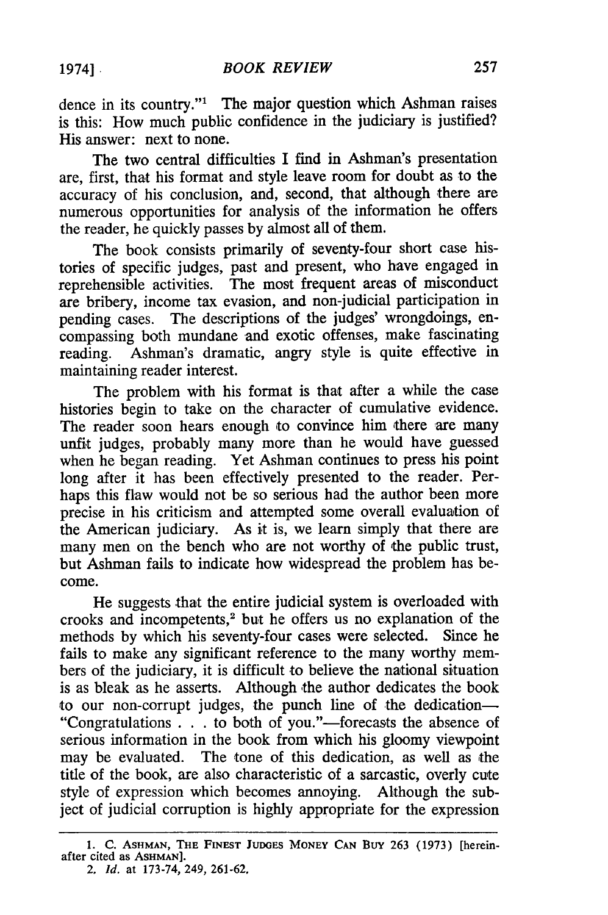dence in its country."[1] The major question which Ashman raises is this: How much public confidence in the judiciary is justified? His answer: next to none.

The two central difficulties I find in Ashman's presentation are, first, that his format and style leave room for doubt as to the accuracy of his conclusion, and, second, that although there are numerous opportunities for analysis of the information he offers the reader, he quickly passes by almost all of them.

The book consists primarily of seventy-four short case histories of specific judges, past and present, who have engaged in reprehensible activities. The most frequent areas of misconduct are bribery, income tax evasion, and non-judicial participation in pending cases. The descriptions of the judges' wrongdoings, encompassing both mundane and exotic offenses, make fascinating reading. Ashman's dramatic, angry style is quite effective in maintaining reader interest.

The problem with his format is that after a while the case histories begin to take on the character of cumulative evidence. The reader soon hears enough to convince him there are many unfit judges, probably many more than he would have guessed when he began reading. Yet Ashman continues to press his point long after it has been effectively presented to the reader. Perhaps this flaw would not be so serious had the author been more precise in his criticism and attempted some overall evaluation of the American judiciary. As it is, we learn simply that there are many men on the bench who are not worthy of the public trust, but Ashman fails to indicate how widespread the problem has become.

He suggests that the entire judicial system is overloaded with crooks and incompetents,[2] but he offers us no explanation of the methods by which his seventy-four cases were selected. Since he fails to make any significant reference to the many worthy members of the judiciary, it is difficult to believe the national situation is as bleak as he asserts. Although the author dedicates the book to our non-corrupt judges, the punch line of the dedication—"Congratulations . . . to both of you."—forecasts the absence of serious information in the book from which his gloomy viewpoint may be evaluated. The tone of this dedication, as well as the title of the book, are also characteristic of a sarcastic, overly cute style of expression which becomes annoying. Although the subject of judicial corruption is highly appropriate for the expression

---

1. C. ASHMAN, THE FINEST JUDGES MONEY CAN BUY 263 (1973) [hereinafter cited as ASHMAN].

2. *Id.* at 173-74, 249, 261-62.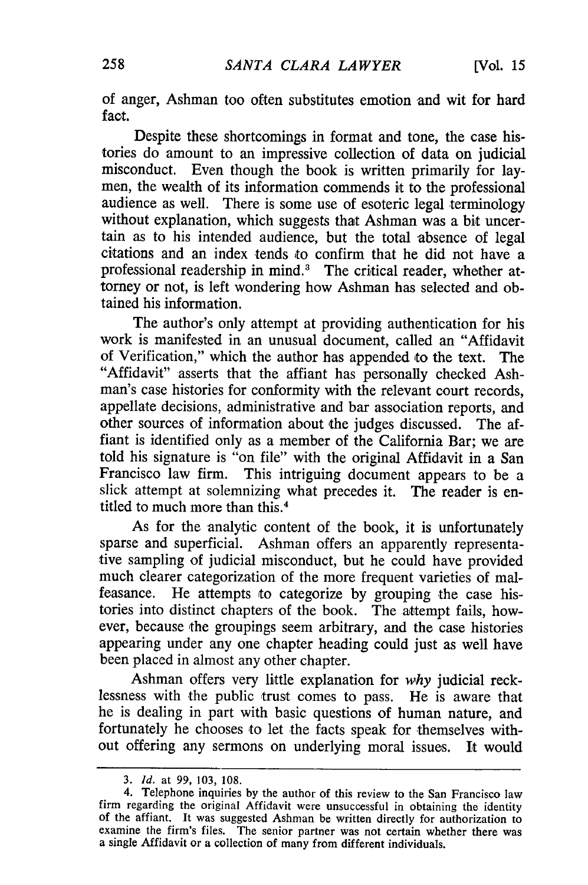of anger, Ashman too often substitutes emotion and wit for hard fact.

Despite these shortcomings in format and tone, the case histories do amount to an impressive collection of data on judicial misconduct. Even though the book is written primarily for laymen, the wealth of its information commends it to the professional audience as well. There is some use of esoteric legal terminology without explanation, which suggests that Ashman was a bit uncertain as to his intended audience, but the total absence of legal citations and an index tends to confirm that he did not have a professional readership in mind.[3] The critical reader, whether attorney or not, is left wondering how Ashman has selected and obtained his information.

The author's only attempt at providing authentication for his work is manifested in an unusual document, called an "Affidavit of Verification," which the author has appended to the text. The "Affidavit" asserts that the affiant has personally checked Ashman's case histories for conformity with the relevant court records, appellate decisions, administrative and bar association reports, and other sources of information about the judges discussed. The affiant is identified only as a member of the California Bar; we are told his signature is "on file" with the original Affidavit in a San Francisco law firm. This intriguing document appears to be a slick attempt at solemnizing what precedes it. The reader is entitled to much more than this.[4]

As for the analytic content of the book, it is unfortunately sparse and superficial. Ashman offers an apparently representative sampling of judicial misconduct, but he could have provided much clearer categorization of the more frequent varieties of malfeasance. He attempts to categorize by grouping the case histories into distinct chapters of the book. The attempt fails, however, because the groupings seem arbitrary, and the case histories appearing under any one chapter heading could just as well have been placed in almost any other chapter.

Ashman offers very little explanation for *why* judicial recklessness with the public trust comes to pass. He is aware that he is dealing in part with basic questions of human nature, and fortunately he chooses to let the facts speak for themselves without offering any sermons on underlying moral issues. It would

---

3. *Id.* at 99, 103, 108.

4. Telephone inquiries by the author of this review to the San Francisco law firm regarding the original Affidavit were unsuccessful in obtaining the identity of the affiant. It was suggested Ashman be written directly for authorization to examine the firm's files. The senior partner was not certain whether there was a single Affidavit or a collection of many from different individuals.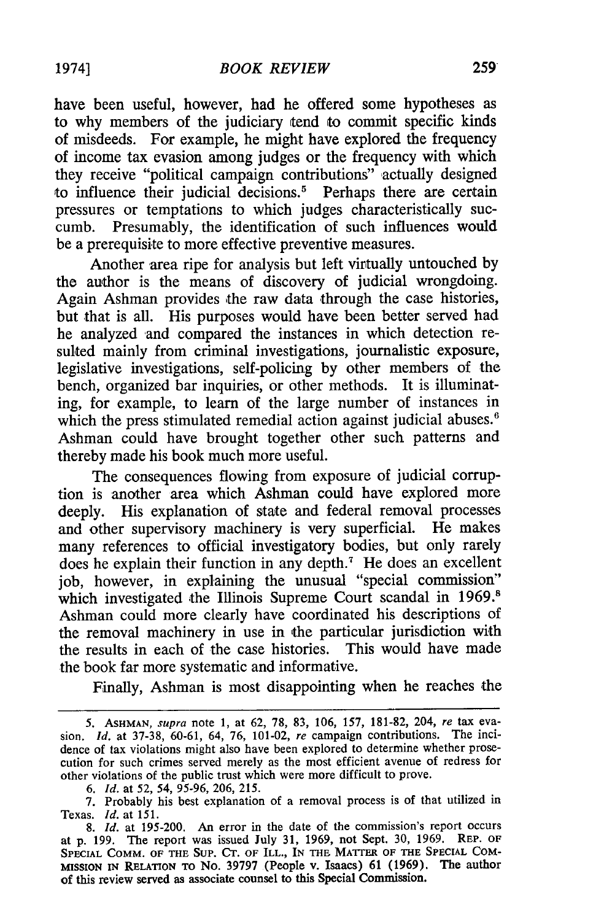have been useful, however, had he offered some hypotheses as to why members of the judiciary tend to commit specific kinds of misdeeds. For example, he might have explored the frequency of income tax evasion among judges or the frequency with which they receive "political campaign contributions" actually designed to influence their judicial decisions.[5] Perhaps there are certain pressures or temptations to which judges characteristically succumb. Presumably, the identification of such influences would be a prerequisite to more effective preventive measures.

Another area ripe for analysis but left virtually untouched by the author is the means of discovery of judicial wrongdoing. Again Ashman provides the raw data through the case histories, but that is all. His purposes would have been better served had he analyzed and compared the instances in which detection resulted mainly from criminal investigations, journalistic exposure, legislative investigations, self-policing by other members of the bench, organized bar inquiries, or other methods. It is illuminating, for example, to learn of the large number of instances in which the press stimulated remedial action against judicial abuses.[6] Ashman could have brought together other such patterns and thereby made his book much more useful.

The consequences flowing from exposure of judicial corruption is another area which Ashman could have explored more deeply. His explanation of state and federal removal processes and other supervisory machinery is very superficial. He makes many references to official investigatory bodies, but only rarely does he explain their function in any depth.[7] He does an excellent job, however, in explaining the unusual "special commission" which investigated the Illinois Supreme Court scandal in 1969.[8] Ashman could more clearly have coordinated his descriptions of the removal machinery in use in the particular jurisdiction with the results in each of the case histories. This would have made the book far more systematic and informative.

Finally, Ashman is most disappointing when he reaches the

---

5. ASHMAN, *supra* note 1, at 62, 78, 83, 106, 157, 181-82, 204, *re* tax evasion. *Id.* at 37-38, 60-61, 64, 76, 101-02, *re* campaign contributions. The incidence of tax violations might also have been explored to determine whether prosecution for such crimes served merely as the most efficient avenue of redress for other violations of the public trust which were more difficult to prove.

6. *Id.* at 52, 54, 95-96, 206, 215.

7. Probably his best explanation of a removal process is of that utilized in Texas. *Id.* at 151.

8. *Id.* at 195-200. An error in the date of the commission's report occurs at p. 199. The report was issued July 31, 1969, not Sept. 30, 1969. REP. OF SPECIAL COMM. OF THE SUP. CT. OF ILL., IN THE MATTER OF THE SPECIAL COMMISSION IN RELATION TO NO. 39797 (People v. Isaacs) 61 (1969). The author of this review served as associate counsel to this Special Commission.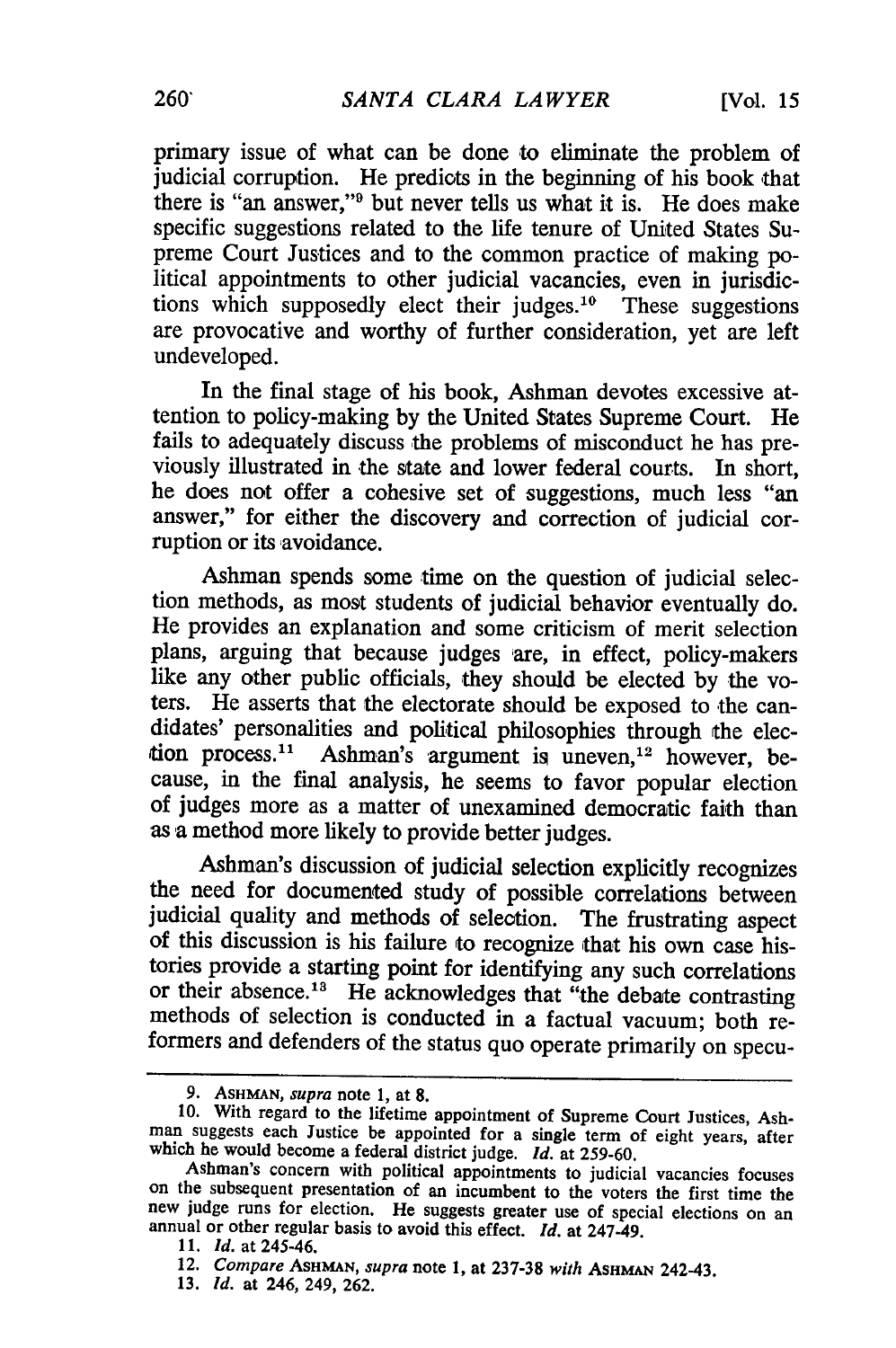primary issue of what can be done to eliminate the problem of judicial corruption. He predicts in the beginning of his book that there is "an answer,"[9] but never tells us what it is. He does make specific suggestions related to the life tenure of United States Supreme Court Justices and to the common practice of making political appointments to other judicial vacancies, even in jurisdictions which supposedly elect their judges.[10] These suggestions are provocative and worthy of further consideration, yet are left undeveloped.

In the final stage of his book, Ashman devotes excessive attention to policy-making by the United States Supreme Court. He fails to adequately discuss the problems of misconduct he has previously illustrated in the state and lower federal courts. In short, he does not offer a cohesive set of suggestions, much less "an answer," for either the discovery and correction of judicial corruption or its avoidance.

Ashman spends some time on the question of judicial selection methods, as most students of judicial behavior eventually do. He provides an explanation and some criticism of merit selection plans, arguing that because judges are, in effect, policy-makers like any other public officials, they should be elected by the voters. He asserts that the electorate should be exposed to the candidates' personalities and political philosophies through the election process.[11] Ashman's argument is uneven,[12] however, because, in the final analysis, he seems to favor popular election of judges more as a matter of unexamined democratic faith than as a method more likely to provide better judges.

Ashman's discussion of judicial selection explicitly recognizes the need for documented study of possible correlations between judicial quality and methods of selection. The frustrating aspect of this discussion is his failure to recognize that his own case histories provide a starting point for identifying any such correlations or their absence.[13] He acknowledges that "the debate contrasting methods of selection is conducted in a factual vacuum; both reformers and defenders of the status quo operate primarily on specu-

---

9. ASHMAN, *supra* note 1, at 8.

10. With regard to the lifetime appointment of Supreme Court Justices, Ashman suggests each Justice be appointed for a single term of eight years, after which he would become a federal district judge. *Id.* at 259-60.

Ashman's concern with political appointments to judicial vacancies focuses on the subsequent presentation of an incumbent to the voters the first time the new judge runs for election. He suggests greater use of special elections on an annual or other regular basis to avoid this effect. *Id.* at 247-49.

11. *Id.* at 245-46.

12. *Compare* ASHMAN, *supra* note 1, at 237-38 *with* ASHMAN 242-43.

13. *Id.* at 246, 249, 262.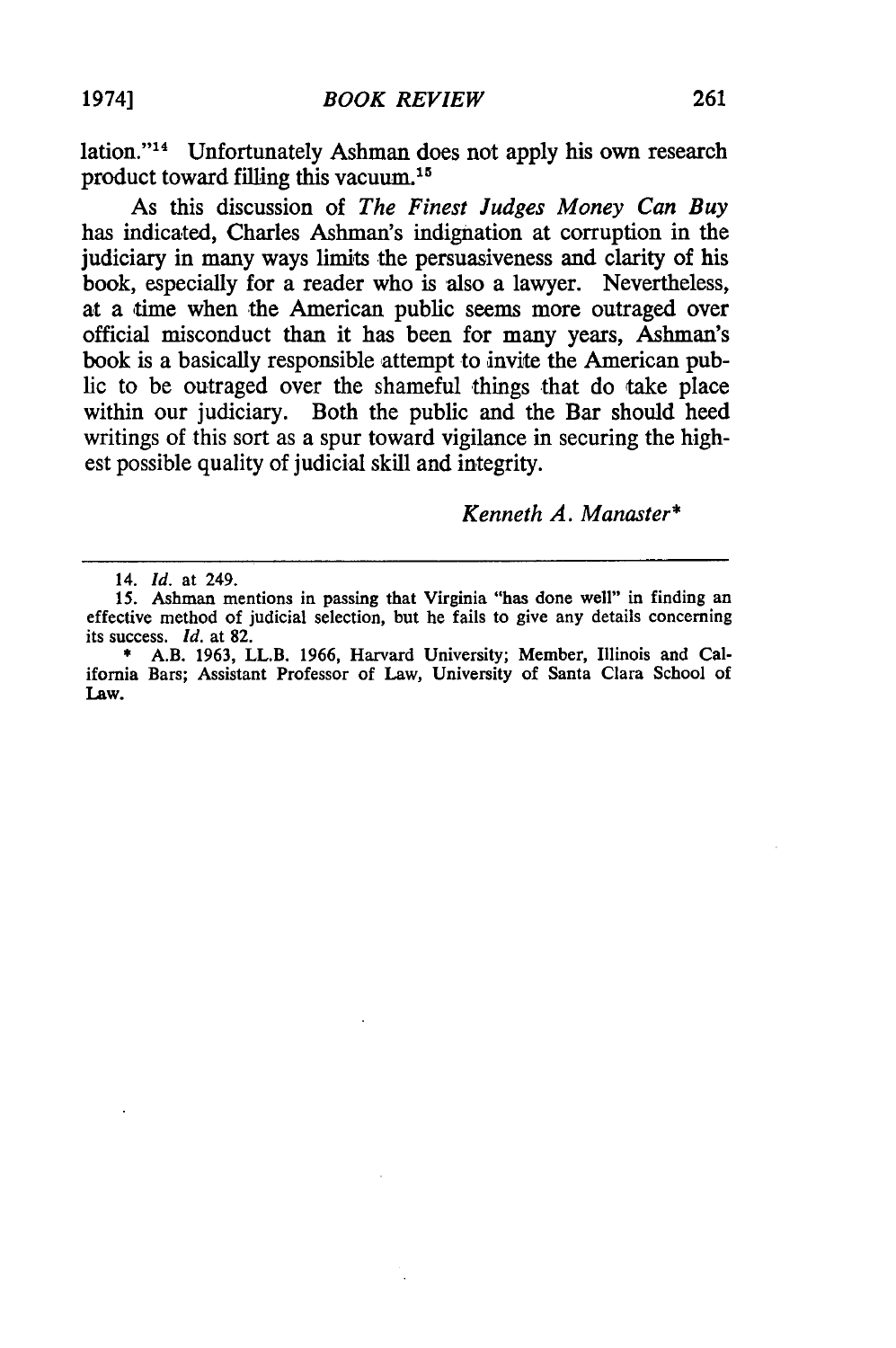lation."[14] Unfortunately Ashman does not apply his own research product toward filling this vacuum.[15]

As this discussion of *The Finest Judges Money Can Buy* has indicated, Charles Ashman's indignation at corruption in the judiciary in many ways limits the persuasiveness and clarity of his book, especially for a reader who is also a lawyer. Nevertheless, at a time when the American public seems more outraged over official misconduct than it has been for many years, Ashman's book is a basically responsible attempt to invite the American public to be outraged over the shameful things that do take place within our judiciary. Both the public and the Bar should heed writings of this sort as a spur toward vigilance in securing the highest possible quality of judicial skill and integrity.

*Kenneth A. Manaster**

---

14. *Id.* at 249.

15. Ashman mentions in passing that Virginia "has done well" in finding an effective method of judicial selection, but he fails to give any details concerning its success. *Id.* at 82.

\* A.B. 1963, LL.B. 1966, Harvard University; Member, Illinois and California Bars; Assistant Professor of Law, University of Santa Clara School of Law.